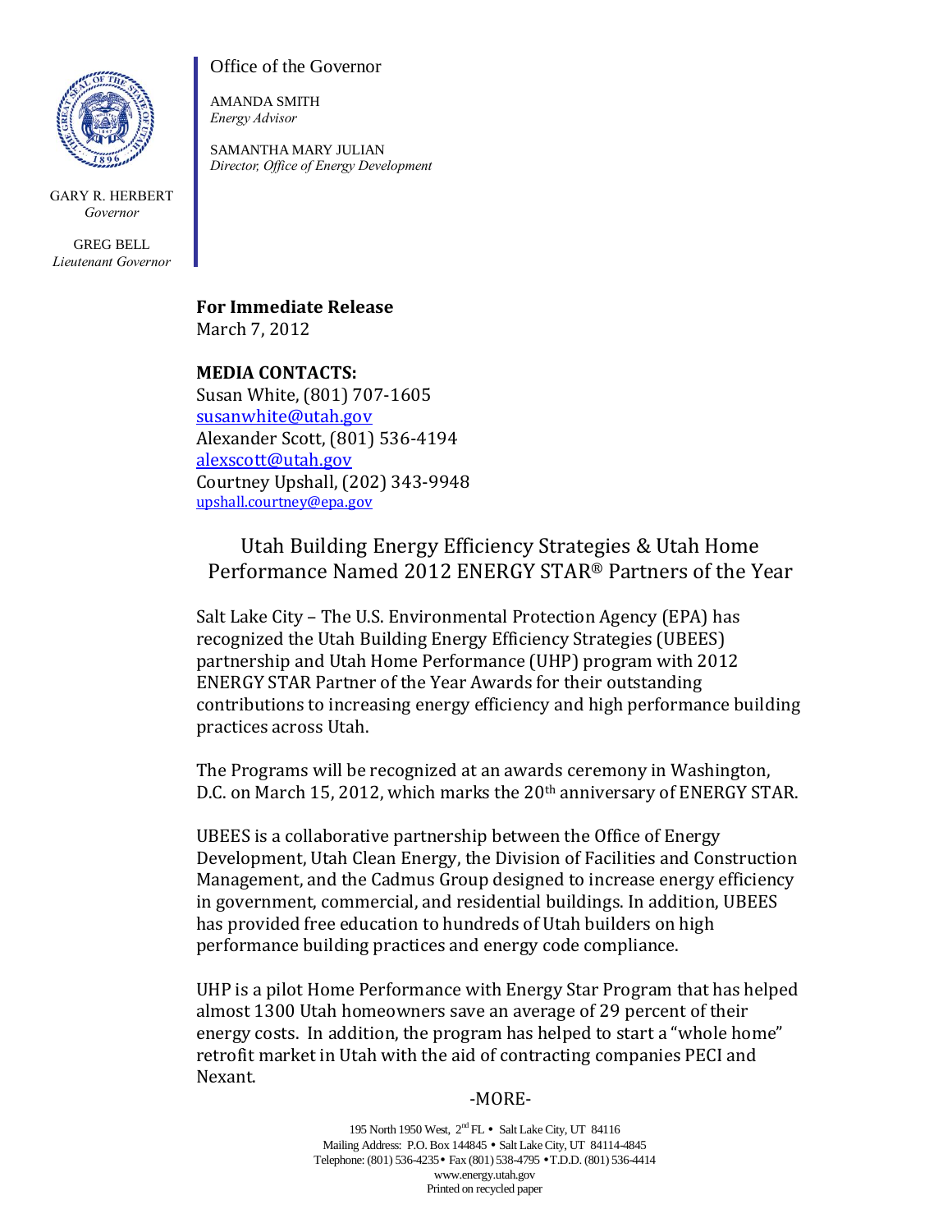GARY R. HERBERT
*Governor*

GREG BELL
*Lieutenant Governor*

Office of the Governor

AMANDA SMITH
*Energy Advisor*

SAMANTHA MARY JULIAN
*Director, Office of Energy Development*

**For Immediate Release**
March 7, 2012

**MEDIA CONTACTS:**
Susan White, (801) 707-1605
susanwhite@utah.gov
Alexander Scott, (801) 536-4194
alexscott@utah.gov
Courtney Upshall, (202) 343-9948
upshall.courtney@epa.gov

## Utah Building Energy Efficiency Strategies & Utah Home Performance Named 2012 ENERGY STAR® Partners of the Year

Salt Lake City – The U.S. Environmental Protection Agency (EPA) has recognized the Utah Building Energy Efficiency Strategies (UBEES) partnership and Utah Home Performance (UHP) program with 2012 ENERGY STAR Partner of the Year Awards for their outstanding contributions to increasing energy efficiency and high performance building practices across Utah.

The Programs will be recognized at an awards ceremony in Washington, D.C. on March 15, 2012, which marks the 20th anniversary of ENERGY STAR.

UBEES is a collaborative partnership between the Office of Energy Development, Utah Clean Energy, the Division of Facilities and Construction Management, and the Cadmus Group designed to increase energy efficiency in government, commercial, and residential buildings. In addition, UBEES has provided free education to hundreds of Utah builders on high performance building practices and energy code compliance.

UHP is a pilot Home Performance with Energy Star Program that has helped almost 1300 Utah homeowners save an average of 29 percent of their energy costs. In addition, the program has helped to start a "whole home" retrofit market in Utah with the aid of contracting companies PECI and Nexant.

-MORE-

195 North 1950 West, 2nd FL • Salt Lake City, UT 84116
Mailing Address: P.O. Box 144845 • Salt Lake City, UT 84114-4845
Telephone: (801) 536-4235 • Fax (801) 538-4795 • T.D.D. (801) 536-4414
www.energy.utah.gov
Printed on recycled paper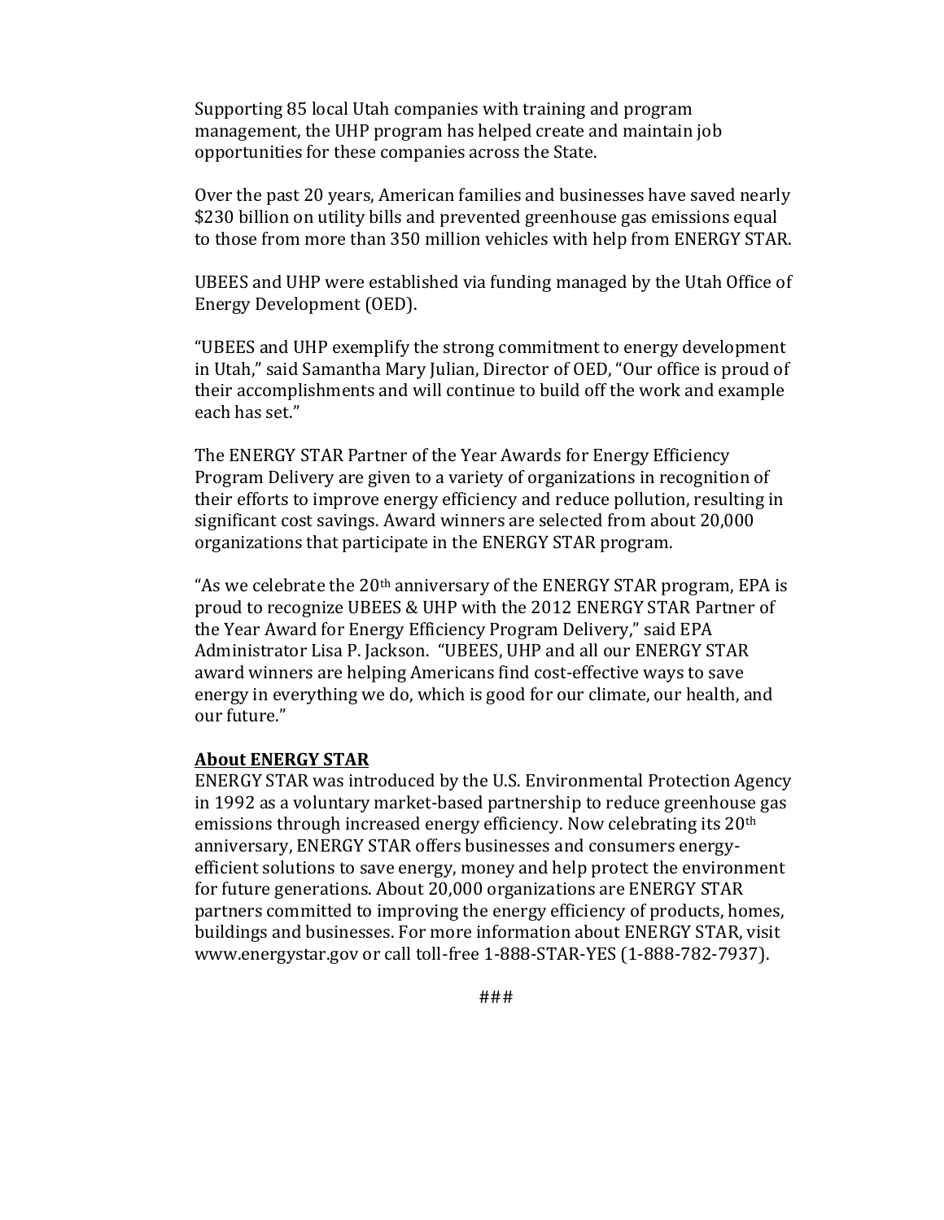Supporting 85 local Utah companies with training and program management, the UHP program has helped create and maintain job opportunities for these companies across the State.

Over the past 20 years, American families and businesses have saved nearly $230 billion on utility bills and prevented greenhouse gas emissions equal to those from more than 350 million vehicles with help from ENERGY STAR.

UBEES and UHP were established via funding managed by the Utah Office of Energy Development (OED).

"UBEES and UHP exemplify the strong commitment to energy development in Utah," said Samantha Mary Julian, Director of OED, "Our office is proud of their accomplishments and will continue to build off the work and example each has set."

The ENERGY STAR Partner of the Year Awards for Energy Efficiency Program Delivery are given to a variety of organizations in recognition of their efforts to improve energy efficiency and reduce pollution, resulting in significant cost savings. Award winners are selected from about 20,000 organizations that participate in the ENERGY STAR program.

"As we celebrate the 20th anniversary of the ENERGY STAR program, EPA is proud to recognize UBEES & UHP with the 2012 ENERGY STAR Partner of the Year Award for Energy Efficiency Program Delivery," said EPA Administrator Lisa P. Jackson. "UBEES, UHP and all our ENERGY STAR award winners are helping Americans find cost-effective ways to save energy in everything we do, which is good for our climate, our health, and our future."

**About ENERGY STAR**

ENERGY STAR was introduced by the U.S. Environmental Protection Agency in 1992 as a voluntary market-based partnership to reduce greenhouse gas emissions through increased energy efficiency. Now celebrating its 20th anniversary, ENERGY STAR offers businesses and consumers energy-efficient solutions to save energy, money and help protect the environment for future generations. About 20,000 organizations are ENERGY STAR partners committed to improving the energy efficiency of products, homes, buildings and businesses. For more information about ENERGY STAR, visit www.energystar.gov or call toll-free 1-888-STAR-YES (1-888-782-7937).

###